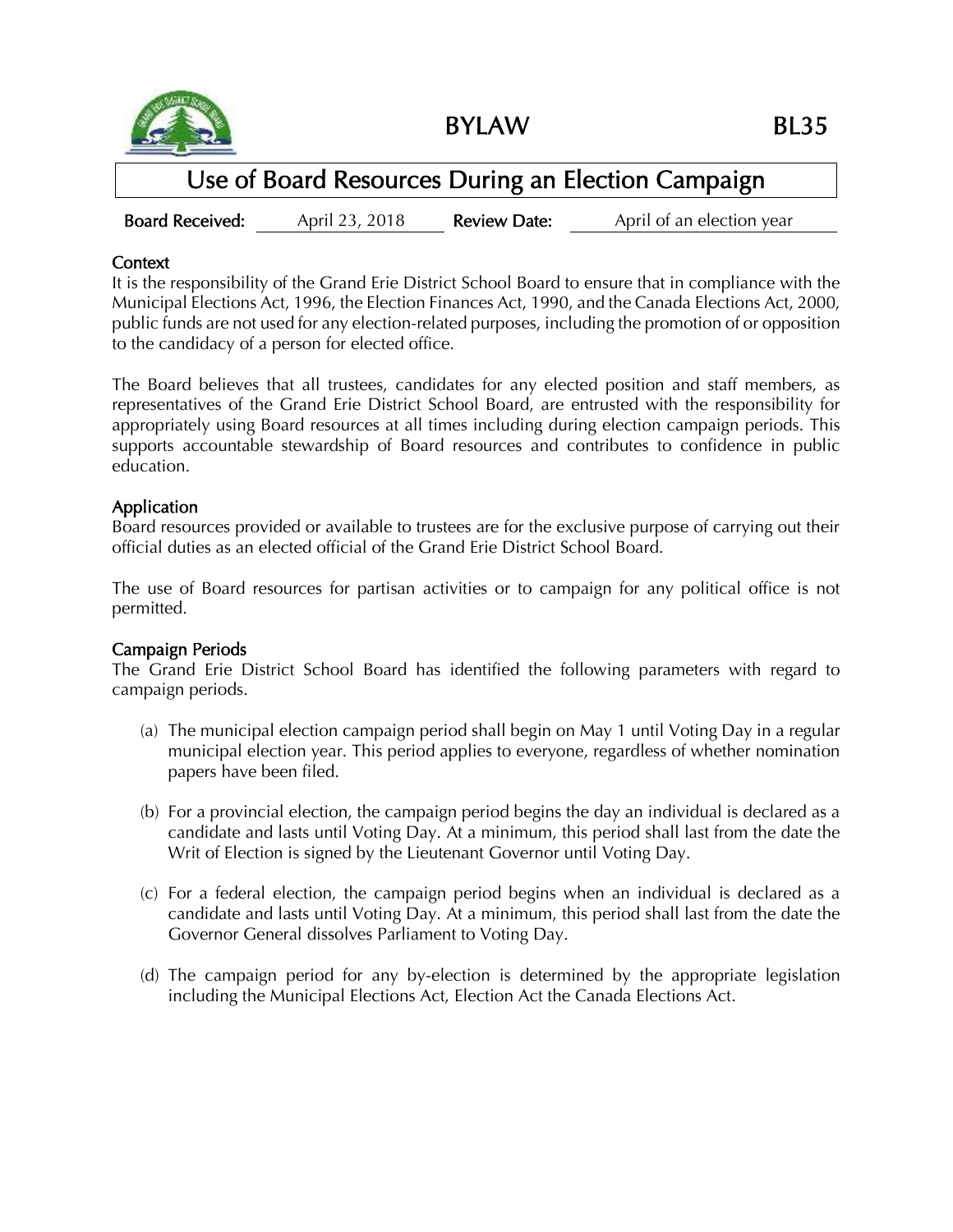# BYLAW BL35

## Use of Board Resources During an Election Campaign

**Board Received:** April 23, 2018 **Review Date:** April of an election year

### Context

It is the responsibility of the Grand Erie District School Board to ensure that in compliance with the Municipal Elections Act, 1996, the Election Finances Act, 1990, and the Canada Elections Act, 2000, public funds are not used for any election-related purposes, including the promotion of or opposition to the candidacy of a person for elected office.

The Board believes that all trustees, candidates for any elected position and staff members, as representatives of the Grand Erie District School Board, are entrusted with the responsibility for appropriately using Board resources at all times including during election campaign periods. This supports accountable stewardship of Board resources and contributes to confidence in public education.

### Application

Board resources provided or available to trustees are for the exclusive purpose of carrying out their official duties as an elected official of the Grand Erie District School Board.

The use of Board resources for partisan activities or to campaign for any political office is not permitted.

### Campaign Periods

The Grand Erie District School Board has identified the following parameters with regard to campaign periods.

(a) The municipal election campaign period shall begin on May 1 until Voting Day in a regular municipal election year. This period applies to everyone, regardless of whether nomination papers have been filed.

(b) For a provincial election, the campaign period begins the day an individual is declared as a candidate and lasts until Voting Day. At a minimum, this period shall last from the date the Writ of Election is signed by the Lieutenant Governor until Voting Day.

(c) For a federal election, the campaign period begins when an individual is declared as a candidate and lasts until Voting Day. At a minimum, this period shall last from the date the Governor General dissolves Parliament to Voting Day.

(d) The campaign period for any by-election is determined by the appropriate legislation including the Municipal Elections Act, Election Act the Canada Elections Act.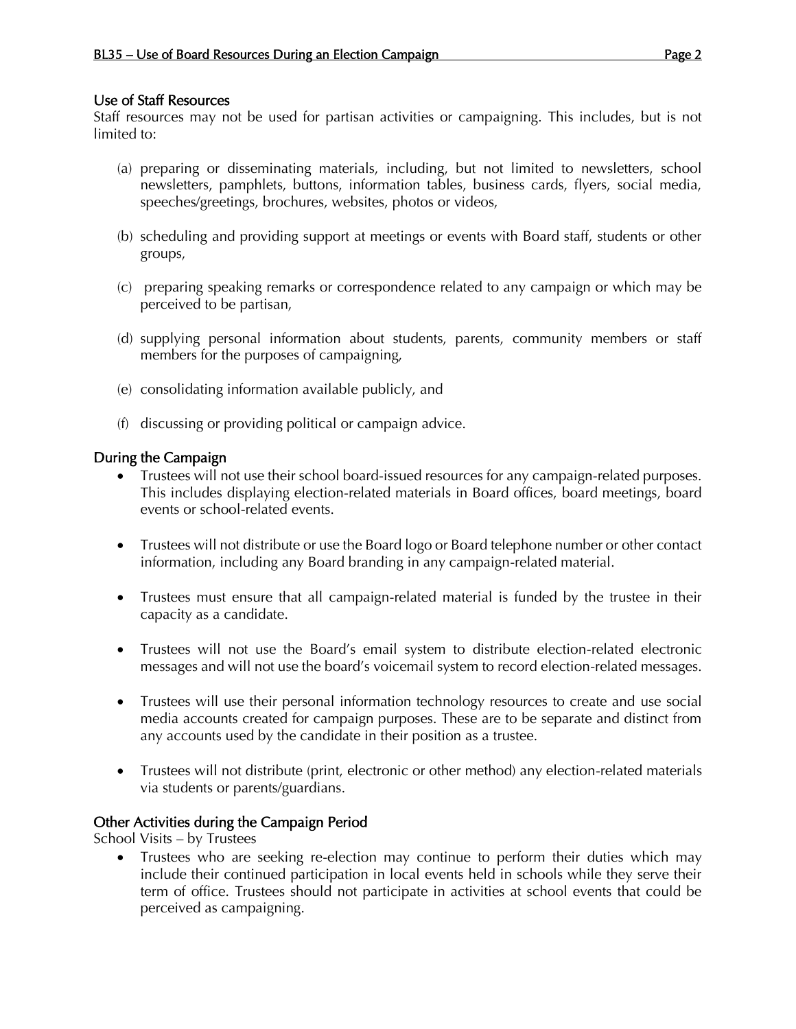### Use of Staff Resources

Staff resources may not be used for partisan activities or campaigning. This includes, but is not limited to:

(a) preparing or disseminating materials, including, but not limited to newsletters, school newsletters, pamphlets, buttons, information tables, business cards, flyers, social media, speeches/greetings, brochures, websites, photos or videos,

(b) scheduling and providing support at meetings or events with Board staff, students or other groups,

(c) preparing speaking remarks or correspondence related to any campaign or which may be perceived to be partisan,

(d) supplying personal information about students, parents, community members or staff members for the purposes of campaigning,

(e) consolidating information available publicly, and

(f) discussing or providing political or campaign advice.

## During the Campaign

- Trustees will not use their school board-issued resources for any campaign-related purposes. This includes displaying election-related materials in Board offices, board meetings, board events or school-related events.
- Trustees will not distribute or use the Board logo or Board telephone number or other contact information, including any Board branding in any campaign-related material.
- Trustees must ensure that all campaign-related material is funded by the trustee in their capacity as a candidate.
- Trustees will not use the Board's email system to distribute election-related electronic messages and will not use the board's voicemail system to record election-related messages.
- Trustees will use their personal information technology resources to create and use social media accounts created for campaign purposes. These are to be separate and distinct from any accounts used by the candidate in their position as a trustee.
- Trustees will not distribute (print, electronic or other method) any election-related materials via students or parents/guardians.

## Other Activities during the Campaign Period

School Visits – by Trustees

- Trustees who are seeking re-election may continue to perform their duties which may include their continued participation in local events held in schools while they serve their term of office. Trustees should not participate in activities at school events that could be perceived as campaigning.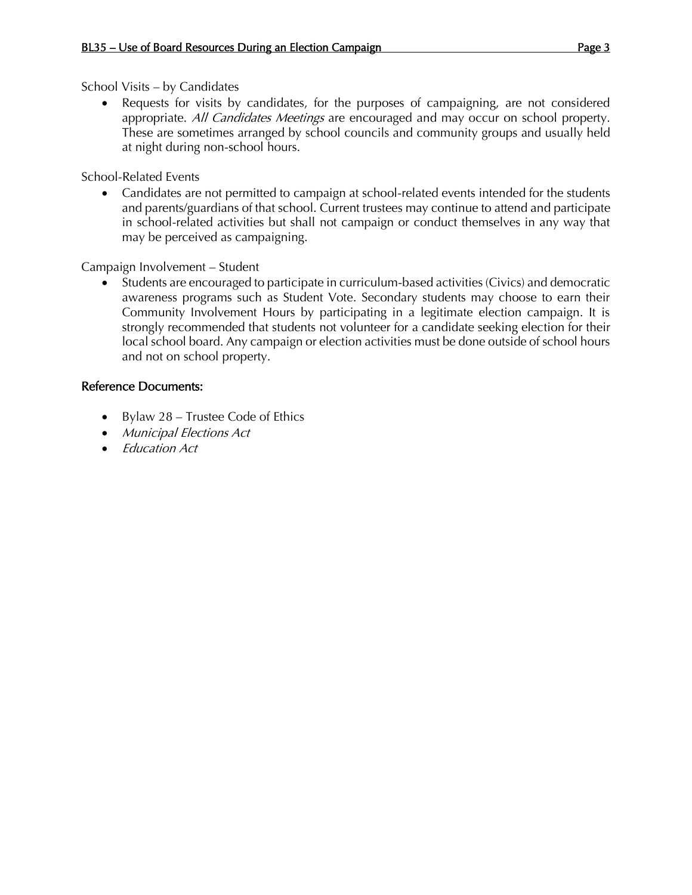School Visits – by Candidates

- Requests for visits by candidates, for the purposes of campaigning, are not considered appropriate. *All Candidates Meetings* are encouraged and may occur on school property. These are sometimes arranged by school councils and community groups and usually held at night during non-school hours.

School-Related Events

- Candidates are not permitted to campaign at school-related events intended for the students and parents/guardians of that school. Current trustees may continue to attend and participate in school-related activities but shall not campaign or conduct themselves in any way that may be perceived as campaigning.

Campaign Involvement – Student

- Students are encouraged to participate in curriculum-based activities (Civics) and democratic awareness programs such as Student Vote. Secondary students may choose to earn their Community Involvement Hours by participating in a legitimate election campaign. It is strongly recommended that students not volunteer for a candidate seeking election for their local school board. Any campaign or election activities must be done outside of school hours and not on school property.

## Reference Documents:

- Bylaw 28 – Trustee Code of Ethics
- *Municipal Elections Act*
- *Education Act*